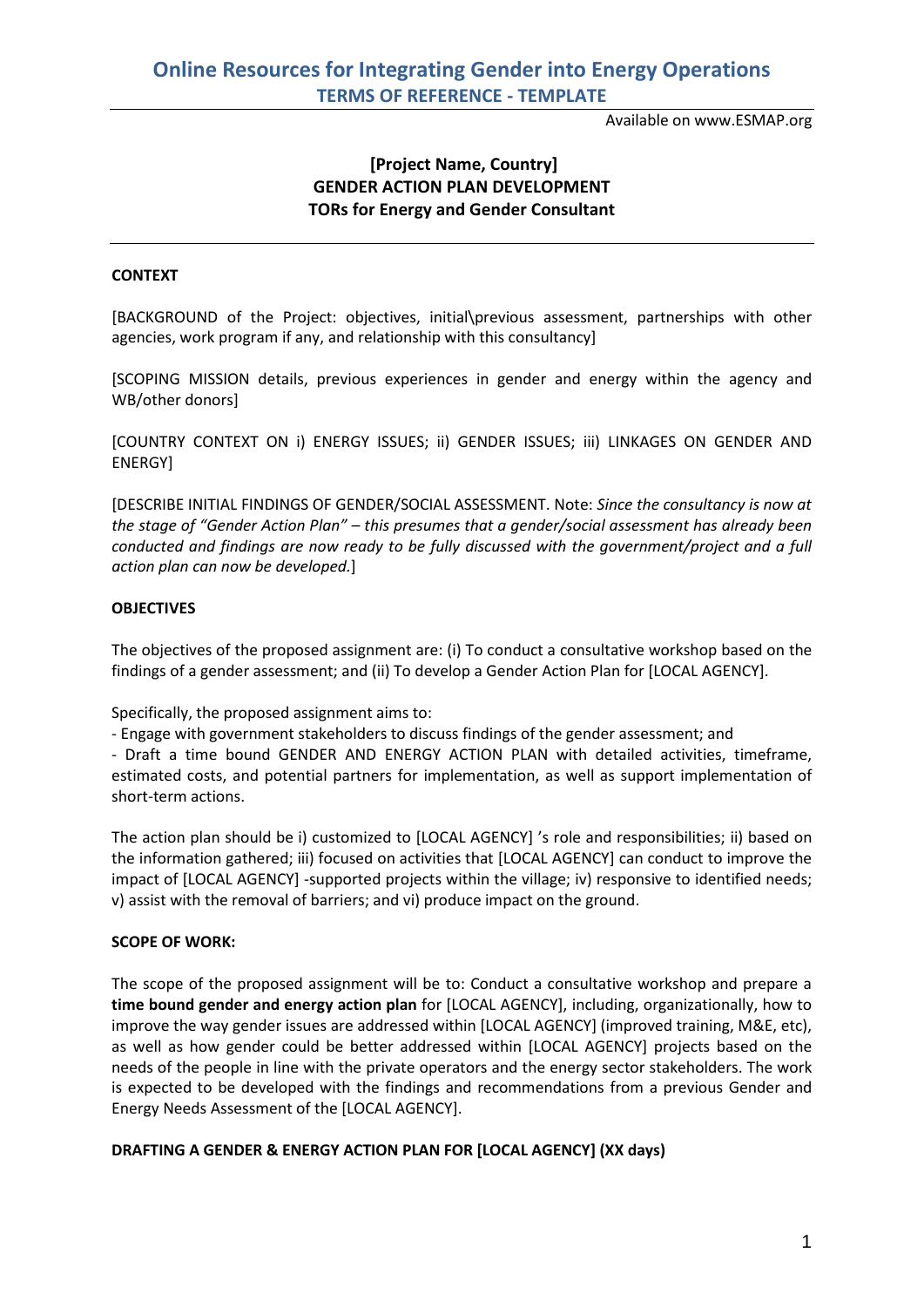# Online Resources for Integrating Gender into Energy Operations

## TERMS OF REFERENCE - TEMPLATE

Available on www.ESMAP.org

**[Project Name, Country]**
**GENDER ACTION PLAN DEVELOPMENT**
**TORs for Energy and Gender Consultant**

---

**CONTEXT**

[BACKGROUND of the Project: objectives, initial\previous assessment, partnerships with other agencies, work program if any, and relationship with this consultancy]

[SCOPING MISSION details, previous experiences in gender and energy within the agency and WB/other donors]

[COUNTRY CONTEXT ON i) ENERGY ISSUES; ii) GENDER ISSUES; iii) LINKAGES ON GENDER AND ENERGY]

[DESCRIBE INITIAL FINDINGS OF GENDER/SOCIAL ASSESSMENT. Note: *Since the consultancy is now at the stage of "Gender Action Plan" – this presumes that a gender/social assessment has already been conducted and findings are now ready to be fully discussed with the government/project and a full action plan can now be developed.*]

**OBJECTIVES**

The objectives of the proposed assignment are: (i) To conduct a consultative workshop based on the findings of a gender assessment; and (ii) To develop a Gender Action Plan for [LOCAL AGENCY].

Specifically, the proposed assignment aims to:

- Engage with government stakeholders to discuss findings of the gender assessment; and
- Draft a time bound GENDER AND ENERGY ACTION PLAN with detailed activities, timeframe, estimated costs, and potential partners for implementation, as well as support implementation of short-term actions.

The action plan should be i) customized to [LOCAL AGENCY] 's role and responsibilities; ii) based on the information gathered; iii) focused on activities that [LOCAL AGENCY] can conduct to improve the impact of [LOCAL AGENCY] -supported projects within the village; iv) responsive to identified needs; v) assist with the removal of barriers; and vi) produce impact on the ground.

**SCOPE OF WORK:**

The scope of the proposed assignment will be to: Conduct a consultative workshop and prepare a **time bound gender and energy action plan** for [LOCAL AGENCY], including, organizationally, how to improve the way gender issues are addressed within [LOCAL AGENCY] (improved training, M&E, etc), as well as how gender could be better addressed within [LOCAL AGENCY] projects based on the needs of the people in line with the private operators and the energy sector stakeholders. The work is expected to be developed with the findings and recommendations from a previous Gender and Energy Needs Assessment of the [LOCAL AGENCY].

**DRAFTING A GENDER & ENERGY ACTION PLAN FOR [LOCAL AGENCY] (XX days)**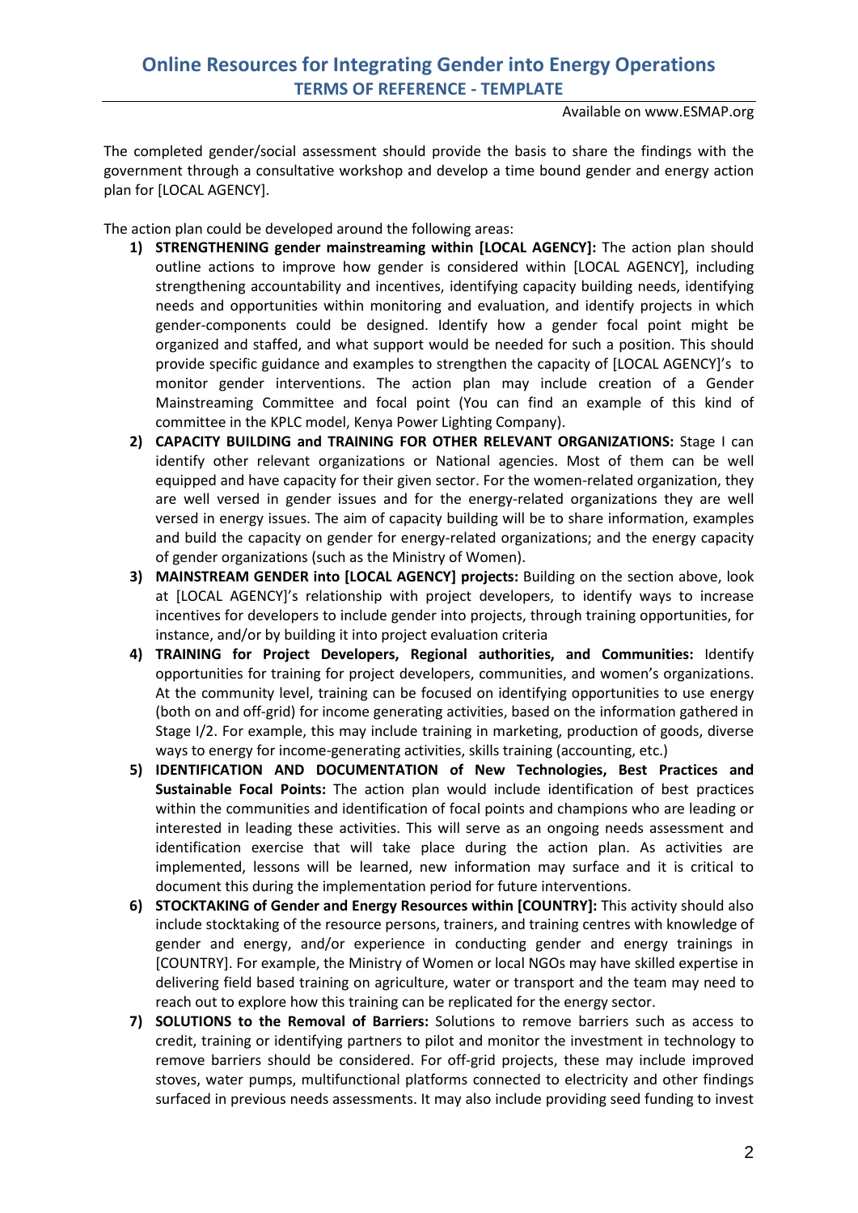The completed gender/social assessment should provide the basis to share the findings with the government through a consultative workshop and develop a time bound gender and energy action plan for [LOCAL AGENCY].

The action plan could be developed around the following areas:

1) **STRENGTHENING gender mainstreaming within [LOCAL AGENCY]:** The action plan should outline actions to improve how gender is considered within [LOCAL AGENCY], including strengthening accountability and incentives, identifying capacity building needs, identifying needs and opportunities within monitoring and evaluation, and identify projects in which gender-components could be designed. Identify how a gender focal point might be organized and staffed, and what support would be needed for such a position. This should provide specific guidance and examples to strengthen the capacity of [LOCAL AGENCY]'s to monitor gender interventions. The action plan may include creation of a Gender Mainstreaming Committee and focal point (You can find an example of this kind of committee in the KPLC model, Kenya Power Lighting Company).
2) **CAPACITY BUILDING and TRAINING FOR OTHER RELEVANT ORGANIZATIONS:** Stage I can identify other relevant organizations or National agencies. Most of them can be well equipped and have capacity for their given sector. For the women-related organization, they are well versed in gender issues and for the energy-related organizations they are well versed in energy issues. The aim of capacity building will be to share information, examples and build the capacity on gender for energy-related organizations; and the energy capacity of gender organizations (such as the Ministry of Women).
3) **MAINSTREAM GENDER into [LOCAL AGENCY] projects:** Building on the section above, look at [LOCAL AGENCY]'s relationship with project developers, to identify ways to increase incentives for developers to include gender into projects, through training opportunities, for instance, and/or by building it into project evaluation criteria
4) **TRAINING for Project Developers, Regional authorities, and Communities:** Identify opportunities for training for project developers, communities, and women's organizations. At the community level, training can be focused on identifying opportunities to use energy (both on and off-grid) for income generating activities, based on the information gathered in Stage I/2. For example, this may include training in marketing, production of goods, diverse ways to energy for income-generating activities, skills training (accounting, etc.)
5) **IDENTIFICATION AND DOCUMENTATION of New Technologies, Best Practices and Sustainable Focal Points:** The action plan would include identification of best practices within the communities and identification of focal points and champions who are leading or interested in leading these activities. This will serve as an ongoing needs assessment and identification exercise that will take place during the action plan. As activities are implemented, lessons will be learned, new information may surface and it is critical to document this during the implementation period for future interventions.
6) **STOCKTAKING of Gender and Energy Resources within [COUNTRY]:** This activity should also include stocktaking of the resource persons, trainers, and training centres with knowledge of gender and energy, and/or experience in conducting gender and energy trainings in [COUNTRY]. For example, the Ministry of Women or local NGOs may have skilled expertise in delivering field based training on agriculture, water or transport and the team may need to reach out to explore how this training can be replicated for the energy sector.
7) **SOLUTIONS to the Removal of Barriers:** Solutions to remove barriers such as access to credit, training or identifying partners to pilot and monitor the investment in technology to remove barriers should be considered. For off-grid projects, these may include improved stoves, water pumps, multifunctional platforms connected to electricity and other findings surfaced in previous needs assessments. It may also include providing seed funding to invest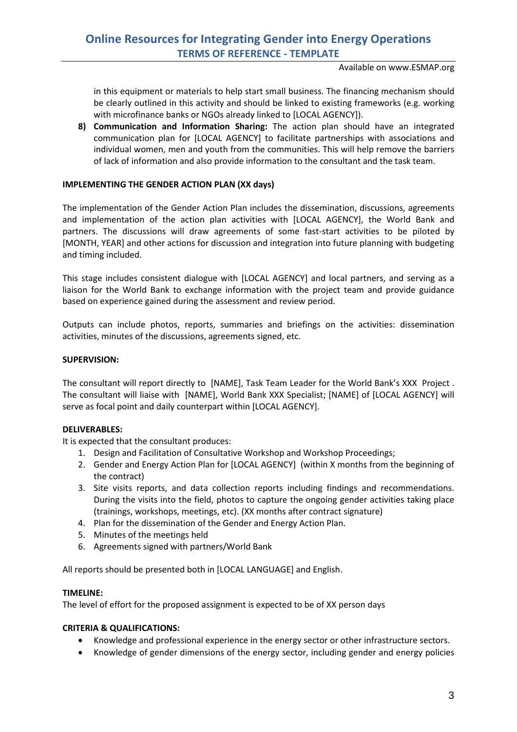in this equipment or materials to help start small business. The financing mechanism should be clearly outlined in this activity and should be linked to existing frameworks (e.g. working with microfinance banks or NGOs already linked to [LOCAL AGENCY]).

8) **Communication and Information Sharing:** The action plan should have an integrated communication plan for [LOCAL AGENCY] to facilitate partnerships with associations and individual women, men and youth from the communities. This will help remove the barriers of lack of information and also provide information to the consultant and the task team.

**IMPLEMENTING THE GENDER ACTION PLAN (XX days)**

The implementation of the Gender Action Plan includes the dissemination, discussions, agreements and implementation of the action plan activities with [LOCAL AGENCY], the World Bank and partners. The discussions will draw agreements of some fast-start activities to be piloted by [MONTH, YEAR] and other actions for discussion and integration into future planning with budgeting and timing included.

This stage includes consistent dialogue with [LOCAL AGENCY] and local partners, and serving as a liaison for the World Bank to exchange information with the project team and provide guidance based on experience gained during the assessment and review period.

Outputs can include photos, reports, summaries and briefings on the activities: dissemination activities, minutes of the discussions, agreements signed, etc.

**SUPERVISION:**

The consultant will report directly to [NAME], Task Team Leader for the World Bank's XXX Project . The consultant will liaise with [NAME], World Bank XXX Specialist; [NAME] of [LOCAL AGENCY] will serve as focal point and daily counterpart within [LOCAL AGENCY].

**DELIVERABLES:**

It is expected that the consultant produces:

1. Design and Facilitation of Consultative Workshop and Workshop Proceedings;
2. Gender and Energy Action Plan for [LOCAL AGENCY] (within X months from the beginning of the contract)
3. Site visits reports, and data collection reports including findings and recommendations. During the visits into the field, photos to capture the ongoing gender activities taking place (trainings, workshops, meetings, etc). (XX months after contract signature)
4. Plan for the dissemination of the Gender and Energy Action Plan.
5. Minutes of the meetings held
6. Agreements signed with partners/World Bank

All reports should be presented both in [LOCAL LANGUAGE] and English.

**TIMELINE:**

The level of effort for the proposed assignment is expected to be of XX person days

**CRITERIA & QUALIFICATIONS:**

- Knowledge and professional experience in the energy sector or other infrastructure sectors.
- Knowledge of gender dimensions of the energy sector, including gender and energy policies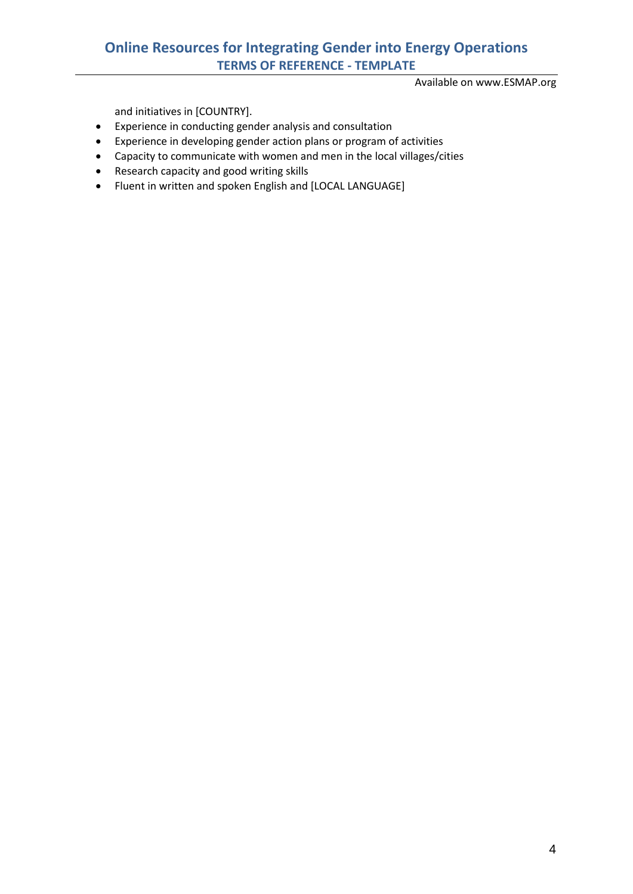and initiatives in [COUNTRY].

- Experience in conducting gender analysis and consultation
- Experience in developing gender action plans or program of activities
- Capacity to communicate with women and men in the local villages/cities
- Research capacity and good writing skills
- Fluent in written and spoken English and [LOCAL LANGUAGE]